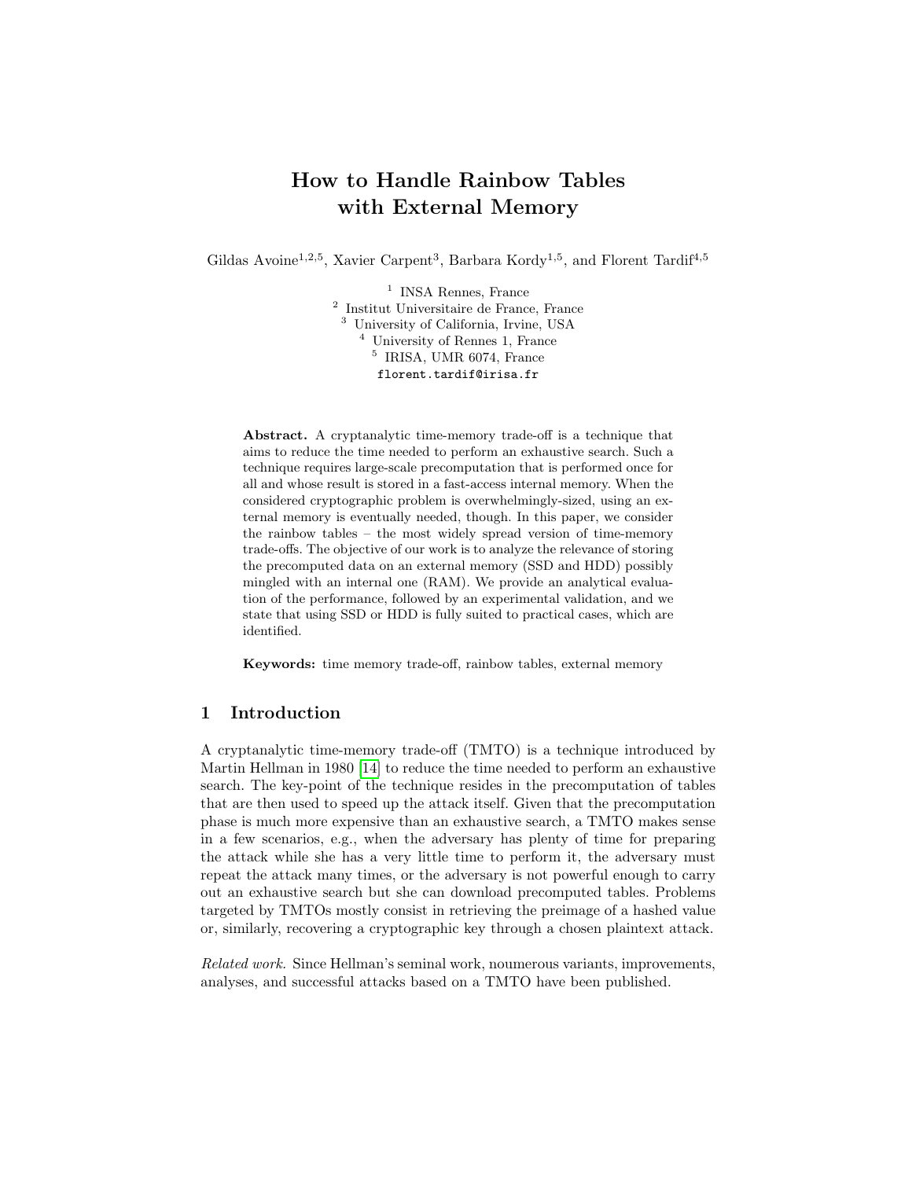# How to Handle Rainbow Tables with External Memory

Gildas Avoine[1,2,5], Xavier Carpent[3], Barbara Kordy[1,5], and Florent Tardif[4,5]

[1] INSA Rennes, France
[2] Institut Universitaire de France, France
[3] University of California, Irvine, USA
[4] University of Rennes 1, France
[5] IRISA, UMR 6074, France
florent.tardif@irisa.fr

**Abstract.** A cryptanalytic time-memory trade-off is a technique that aims to reduce the time needed to perform an exhaustive search. Such a technique requires large-scale precomputation that is performed once for all and whose result is stored in a fast-access internal memory. When the considered cryptographic problem is overwhelmingly-sized, using an external memory is eventually needed, though. In this paper, we consider the rainbow tables – the most widely spread version of time-memory trade-offs. The objective of our work is to analyze the relevance of storing the precomputed data on an external memory (SSD and HDD) possibly mingled with an internal one (RAM). We provide an analytical evaluation of the performance, followed by an experimental validation, and we state that using SSD or HDD is fully suited to practical cases, which are identified.

**Keywords:** time memory trade-off, rainbow tables, external memory

## 1 Introduction

A cryptanalytic time-memory trade-off (TMTO) is a technique introduced by Martin Hellman in 1980 [14] to reduce the time needed to perform an exhaustive search. The key-point of the technique resides in the precomputation of tables that are then used to speed up the attack itself. Given that the precomputation phase is much more expensive than an exhaustive search, a TMTO makes sense in a few scenarios, e.g., when the adversary has plenty of time for preparing the attack while she has a very little time to perform it, the adversary must repeat the attack many times, or the adversary is not powerful enough to carry out an exhaustive search but she can download precomputed tables. Problems targeted by TMTOs mostly consist in retrieving the preimage of a hashed value or, similarly, recovering a cryptographic key through a chosen plaintext attack.

*Related work.* Since Hellman's seminal work, noumerous variants, improvements, analyses, and successful attacks based on a TMTO have been published.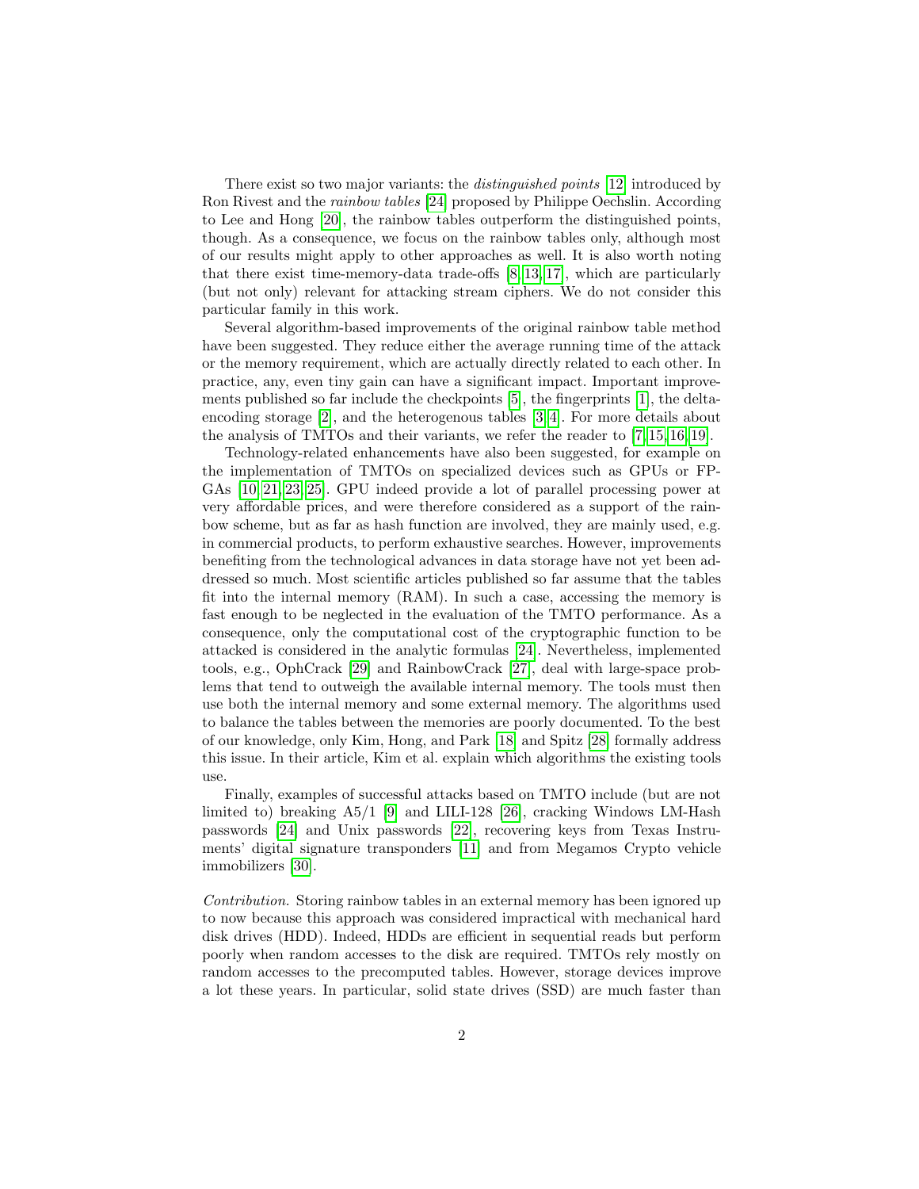There exist so two major variants: the *distinguished points* [12] introduced by Ron Rivest and the *rainbow tables* [24] proposed by Philippe Oechslin. According to Lee and Hong [20], the rainbow tables outperform the distinguished points, though. As a consequence, we focus on the rainbow tables only, although most of our results might apply to other approaches as well. It is also worth noting that there exist time-memory-data trade-offs [8,13,17], which are particularly (but not only) relevant for attacking stream ciphers. We do not consider this particular family in this work.

Several algorithm-based improvements of the original rainbow table method have been suggested. They reduce either the average running time of the attack or the memory requirement, which are actually directly related to each other. In practice, any, even tiny gain can have a significant impact. Important improvements published so far include the checkpoints [5], the fingerprints [1], the delta-encoding storage [2], and the heterogenous tables [3,4]. For more details about the analysis of TMTOs and their variants, we refer the reader to [7,15,16,19].

Technology-related enhancements have also been suggested, for example on the implementation of TMTOs on specialized devices such as GPUs or FPGAs [10,21,23,25]. GPU indeed provide a lot of parallel processing power at very affordable prices, and were therefore considered as a support of the rainbow scheme, but as far as hash function are involved, they are mainly used, e.g. in commercial products, to perform exhaustive searches. However, improvements benefiting from the technological advances in data storage have not yet been addressed so much. Most scientific articles published so far assume that the tables fit into the internal memory (RAM). In such a case, accessing the memory is fast enough to be neglected in the evaluation of the TMTO performance. As a consequence, only the computational cost of the cryptographic function to be attacked is considered in the analytic formulas [24]. Nevertheless, implemented tools, e.g., OphCrack [29] and RainbowCrack [27], deal with large-space problems that tend to outweigh the available internal memory. The tools must then use both the internal memory and some external memory. The algorithms used to balance the tables between the memories are poorly documented. To the best of our knowledge, only Kim, Hong, and Park [18] and Spitz [28] formally address this issue. In their article, Kim et al. explain which algorithms the existing tools use.

Finally, examples of successful attacks based on TMTO include (but are not limited to) breaking A5/1 [9] and LILI-128 [26], cracking Windows LM-Hash passwords [24] and Unix passwords [22], recovering keys from Texas Instruments' digital signature transponders [11] and from Megamos Crypto vehicle immobilizers [30].

*Contribution.* Storing rainbow tables in an external memory has been ignored up to now because this approach was considered impractical with mechanical hard disk drives (HDD). Indeed, HDDs are efficient in sequential reads but perform poorly when random accesses to the disk are required. TMTOs rely mostly on random accesses to the precomputed tables. However, storage devices improve a lot these years. In particular, solid state drives (SSD) are much faster than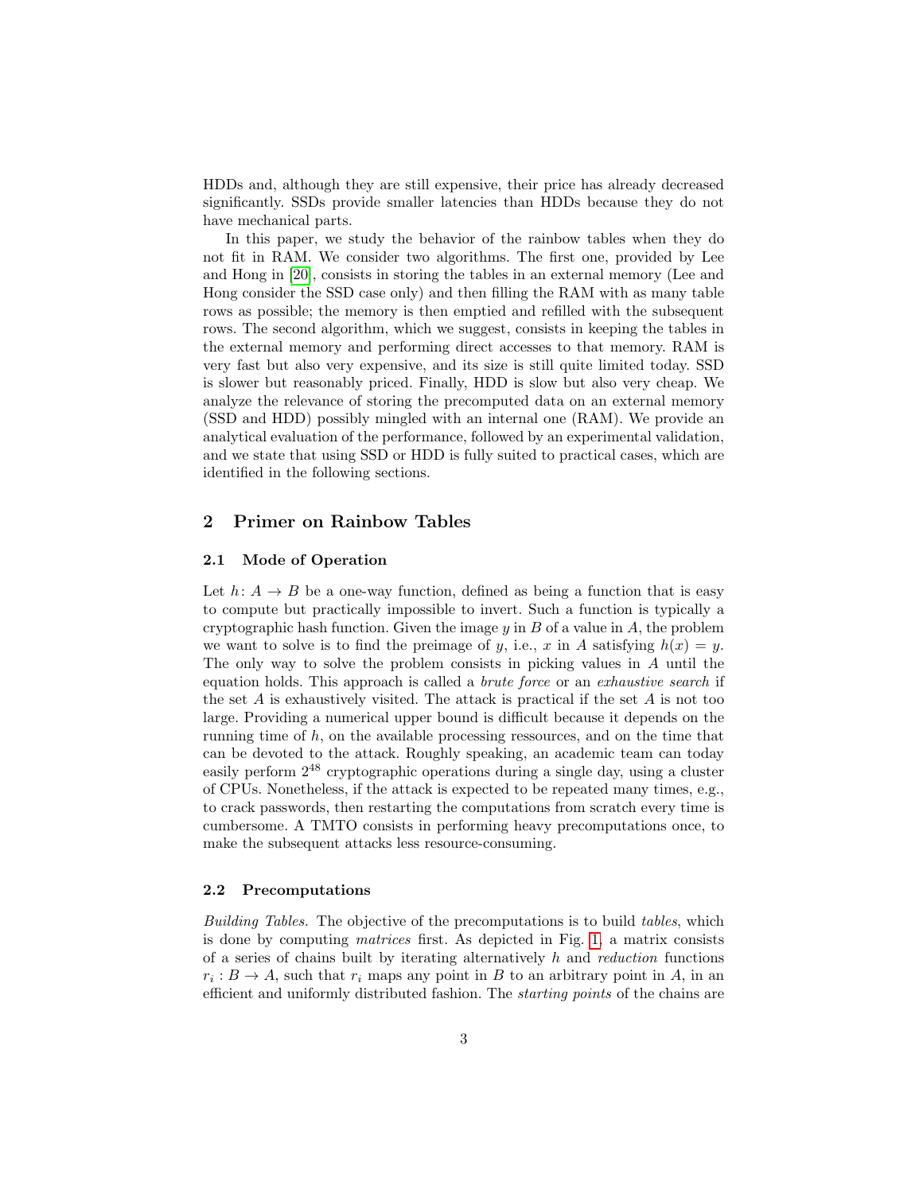HDDs and, although they are still expensive, their price has already decreased significantly. SSDs provide smaller latencies than HDDs because they do not have mechanical parts.

In this paper, we study the behavior of the rainbow tables when they do not fit in RAM. We consider two algorithms. The first one, provided by Lee and Hong in [20], consists in storing the tables in an external memory (Lee and Hong consider the SSD case only) and then filling the RAM with as many table rows as possible; the memory is then emptied and refilled with the subsequent rows. The second algorithm, which we suggest, consists in keeping the tables in the external memory and performing direct accesses to that memory. RAM is very fast but also very expensive, and its size is still quite limited today. SSD is slower but reasonably priced. Finally, HDD is slow but also very cheap. We analyze the relevance of storing the precomputed data on an external memory (SSD and HDD) possibly mingled with an internal one (RAM). We provide an analytical evaluation of the performance, followed by an experimental validation, and we state that using SSD or HDD is fully suited to practical cases, which are identified in the following sections.

## 2 Primer on Rainbow Tables

### 2.1 Mode of Operation

Let $h\colon A \to B$ be a one-way function, defined as being a function that is easy to compute but practically impossible to invert. Such a function is typically a cryptographic hash function. Given the image $y$ in $B$ of a value in $A$, the problem we want to solve is to find the preimage of $y$, i.e., $x$ in $A$ satisfying $h(x) = y$. The only way to solve the problem consists in picking values in $A$ until the equation holds. This approach is called a *brute force* or an *exhaustive search* if the set $A$ is exhaustively visited. The attack is practical if the set $A$ is not too large. Providing a numerical upper bound is difficult because it depends on the running time of $h$, on the available processing ressources, and on the time that can be devoted to the attack. Roughly speaking, an academic team can today easily perform $2^{48}$ cryptographic operations during a single day, using a cluster of CPUs. Nonetheless, if the attack is expected to be repeated many times, e.g., to crack passwords, then restarting the computations from scratch every time is cumbersome. A TMTO consists in performing heavy precomputations once, to make the subsequent attacks less resource-consuming.

### 2.2 Precomputations

*Building Tables.* The objective of the precomputations is to build *tables*, which is done by computing *matrices* first. As depicted in Fig. 1, a matrix consists of a series of chains built by iterating alternatively $h$ and *reduction* functions $r_i : B \to A$, such that $r_i$ maps any point in $B$ to an arbitrary point in $A$, in an efficient and uniformly distributed fashion. The *starting points* of the chains are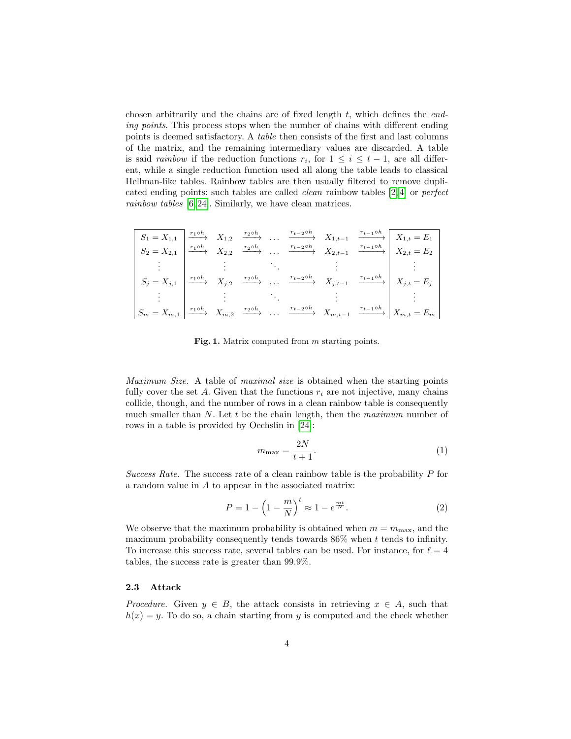chosen arbitrarily and the chains are of fixed length $t$, which defines the *ending points*. This process stops when the number of chains with different ending points is deemed satisfactory. A *table* then consists of the first and last columns of the matrix, and the remaining intermediary values are discarded. A table is said *rainbow* if the reduction functions $r_i$, for $1 \leq i \leq t-1$, are all different, while a single reduction function used all along the table leads to classical Hellman-like tables. Rainbow tables are then usually filtered to remove duplicated ending points: such tables are called *clean* rainbow tables [2,4] or *perfect rainbow tables* [6,24]. Similarly, we have clean matrices.

$$
\begin{array}{|c|ccccccc|c|}
\hline
S_1 = X_{1,1} & \xrightarrow{r_1 \circ h} & X_{1,2} & \xrightarrow{r_2 \circ h} & \ldots & \xrightarrow{r_{t-2} \circ h} & X_{1,t-1} & \xrightarrow{r_{t-1} \circ h} & X_{1,t} = E_1 \\
S_2 = X_{2,1} & \xrightarrow{r_1 \circ h} & X_{2,2} & \xrightarrow{r_2 \circ h} & \ldots & \xrightarrow{r_{t-2} \circ h} & X_{2,t-1} & \xrightarrow{r_{t-1} \circ h} & X_{2,t} = E_2 \\
\vdots & & \vdots & & \ddots & & \vdots & & \vdots \\
S_j = X_{j,1} & \xrightarrow{r_1 \circ h} & X_{j,2} & \xrightarrow{r_2 \circ h} & \ldots & \xrightarrow{r_{t-2} \circ h} & X_{j,t-1} & \xrightarrow{r_{t-1} \circ h} & X_{j,t} = E_j \\
\vdots & & \vdots & & \ddots & & \vdots & & \vdots \\
S_m = X_{m,1} & \xrightarrow{r_1 \circ h} & X_{m,2} & \xrightarrow{r_2 \circ h} & \ldots & \xrightarrow{r_{t-2} \circ h} & X_{m,t-1} & \xrightarrow{r_{t-1} \circ h} & X_{m,t} = E_m \\
\hline
\end{array}
$$

**Fig. 1.** Matrix computed from $m$ starting points.

*Maximum Size.* A table of *maximal size* is obtained when the starting points fully cover the set $A$. Given that the functions $r_i$ are not injective, many chains collide, though, and the number of rows in a clean rainbow table is consequently much smaller than $N$. Let $t$ be the chain length, then the *maximum* number of rows in a table is provided by Oechslin in [24]:

$$m_{\max} = \frac{2N}{t+1}. \tag{1}$$

*Success Rate.* The success rate of a clean rainbow table is the probability $P$ for a random value in $A$ to appear in the associated matrix:

$$P = 1 - \left(1 - \frac{m}{N}\right)^t \approx 1 - e^{\frac{mt}{N}}. \tag{2}$$

We observe that the maximum probability is obtained when $m = m_{\max}$, and the maximum probability consequently tends towards 86% when $t$ tends to infinity. To increase this success rate, several tables can be used. For instance, for $\ell = 4$ tables, the success rate is greater than 99.9%.

### 2.3 Attack

*Procedure.* Given $y \in B$, the attack consists in retrieving $x \in A$, such that $h(x) = y$. To do so, a chain starting from $y$ is computed and the check whether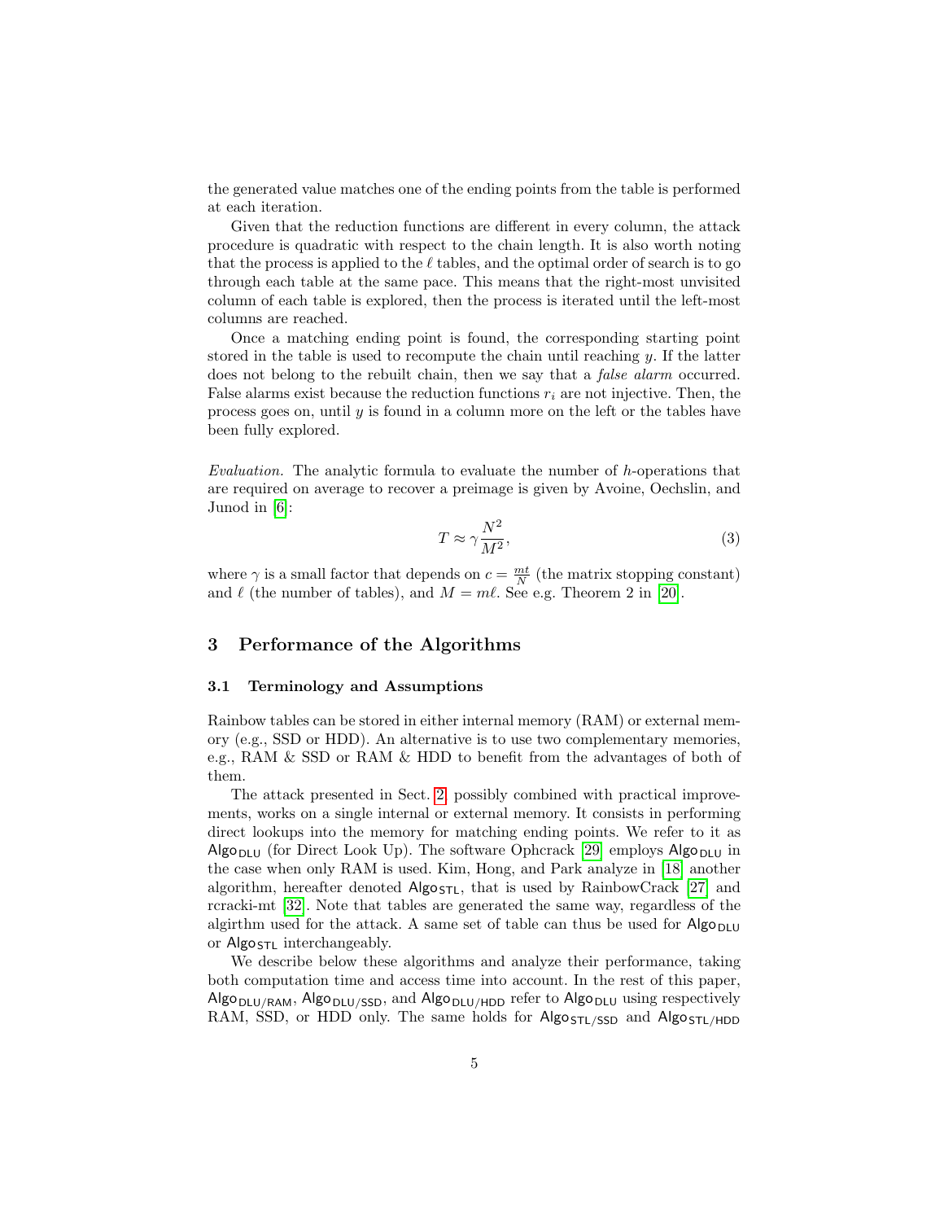the generated value matches one of the ending points from the table is performed at each iteration.

Given that the reduction functions are different in every column, the attack procedure is quadratic with respect to the chain length. It is also worth noting that the process is applied to the $\ell$ tables, and the optimal order of search is to go through each table at the same pace. This means that the right-most unvisited column of each table is explored, then the process is iterated until the left-most columns are reached.

Once a matching ending point is found, the corresponding starting point stored in the table is used to recompute the chain until reaching $y$. If the latter does not belong to the rebuilt chain, then we say that a *false alarm* occurred. False alarms exist because the reduction functions $r_i$ are not injective. Then, the process goes on, until $y$ is found in a column more on the left or the tables have been fully explored.

*Evaluation.* The analytic formula to evaluate the number of $h$-operations that are required on average to recover a preimage is given by Avoine, Oechslin, and Junod in [6]:

$$T \approx \gamma \frac{N^2}{M^2}, \tag{3}$$

where $\gamma$ is a small factor that depends on $c = \frac{mt}{N}$ (the matrix stopping constant) and $\ell$ (the number of tables), and $M = m\ell$. See e.g. Theorem 2 in [20].

## 3 Performance of the Algorithms

### 3.1 Terminology and Assumptions

Rainbow tables can be stored in either internal memory (RAM) or external memory (e.g., SSD or HDD). An alternative is to use two complementary memories, e.g., RAM & SSD or RAM & HDD to benefit from the advantages of both of them.

The attack presented in Sect. 2, possibly combined with practical improvements, works on a single internal or external memory. It consists in performing direct lookups into the memory for matching ending points. We refer to it as $\mathsf{Algo}_{\mathsf{DLU}}$ (for Direct Look Up). The software Ophcrack [29] employs $\mathsf{Algo}_{\mathsf{DLU}}$ in the case when only RAM is used. Kim, Hong, and Park analyze in [18] another algorithm, hereafter denoted $\mathsf{Algo}_{\mathsf{STL}}$, that is used by RainbowCrack [27] and rcracki-mt [32]. Note that tables are generated the same way, regardless of the algirthm used for the attack. A same set of table can thus be used for $\mathsf{Algo}_{\mathsf{DLU}}$ or $\mathsf{Algo}_{\mathsf{STL}}$ interchangeably.

We describe below these algorithms and analyze their performance, taking both computation time and access time into account. In the rest of this paper, $\mathsf{Algo}_{\mathsf{DLU/RAM}}$, $\mathsf{Algo}_{\mathsf{DLU/SSD}}$, and $\mathsf{Algo}_{\mathsf{DLU/HDD}}$ refer to $\mathsf{Algo}_{\mathsf{DLU}}$ using respectively RAM, SSD, or HDD only. The same holds for $\mathsf{Algo}_{\mathsf{STL/SSD}}$ and $\mathsf{Algo}_{\mathsf{STL/HDD}}$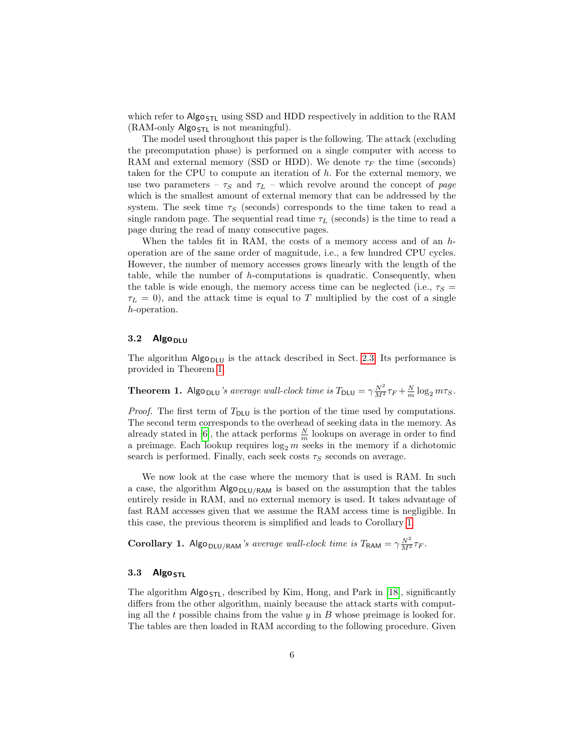which refer to $\mathsf{Algo}_{\mathsf{STL}}$ using SSD and HDD respectively in addition to the RAM (RAM-only $\mathsf{Algo}_{\mathsf{STL}}$ is not meaningful).

The model used throughout this paper is the following. The attack (excluding the precomputation phase) is performed on a single computer with access to RAM and external memory (SSD or HDD). We denote $\tau_F$ the time (seconds) taken for the CPU to compute an iteration of $h$. For the external memory, we use two parameters – $\tau_S$ and $\tau_L$ – which revolve around the concept of *page* which is the smallest amount of external memory that can be addressed by the system. The seek time $\tau_S$ (seconds) corresponds to the time taken to read a single random page. The sequential read time $\tau_L$ (seconds) is the time to read a page during the read of many consecutive pages.

When the tables fit in RAM, the costs of a memory access and of an $h$-operation are of the same order of magnitude, i.e., a few hundred CPU cycles. However, the number of memory accesses grows linearly with the length of the table, while the number of $h$-computations is quadratic. Consequently, when the table is wide enough, the memory access time can be neglected (i.e., $\tau_S = \tau_L = 0$), and the attack time is equal to $T$ multiplied by the cost of a single $h$-operation.

### 3.2 $\mathsf{Algo}_{\mathsf{DLU}}$

The algorithm $\mathsf{Algo}_{\mathsf{DLU}}$ is the attack described in Sect. 2.3. Its performance is provided in Theorem 1.

**Theorem 1.** *$\mathsf{Algo}_{\mathsf{DLU}}$'s average wall-clock time is* $T_{\mathsf{DLU}} = \gamma \frac{N^2}{M^2}\tau_F + \frac{N}{m}\log_2 m \tau_S$.

*Proof.* The first term of $T_{\mathsf{DLU}}$ is the portion of the time used by computations. The second term corresponds to the overhead of seeking data in the memory. As already stated in [6], the attack performs $\frac{N}{m}$ lookups on average in order to find a preimage. Each lookup requires $\log_2 m$ seeks in the memory if a dichotomic search is performed. Finally, each seek costs $\tau_S$ seconds on average.

We now look at the case where the memory that is used is RAM. In such a case, the algorithm $\mathsf{Algo}_{\mathsf{DLU/RAM}}$ is based on the assumption that the tables entirely reside in RAM, and no external memory is used. It takes advantage of fast RAM accesses given that we assume the RAM access time is negligible. In this case, the previous theorem is simplified and leads to Corollary 1.

**Corollary 1.** *$\mathsf{Algo}_{\mathsf{DLU/RAM}}$'s average wall-clock time is* $T_{\mathsf{RAM}} = \gamma \frac{N^2}{M^2}\tau_F$.

### 3.3 $\mathsf{Algo}_{\mathsf{STL}}$

The algorithm $\mathsf{Algo}_{\mathsf{STL}}$, described by Kim, Hong, and Park in [18], significantly differs from the other algorithm, mainly because the attack starts with computing all the $t$ possible chains from the value $y$ in $B$ whose preimage is looked for. The tables are then loaded in RAM according to the following procedure. Given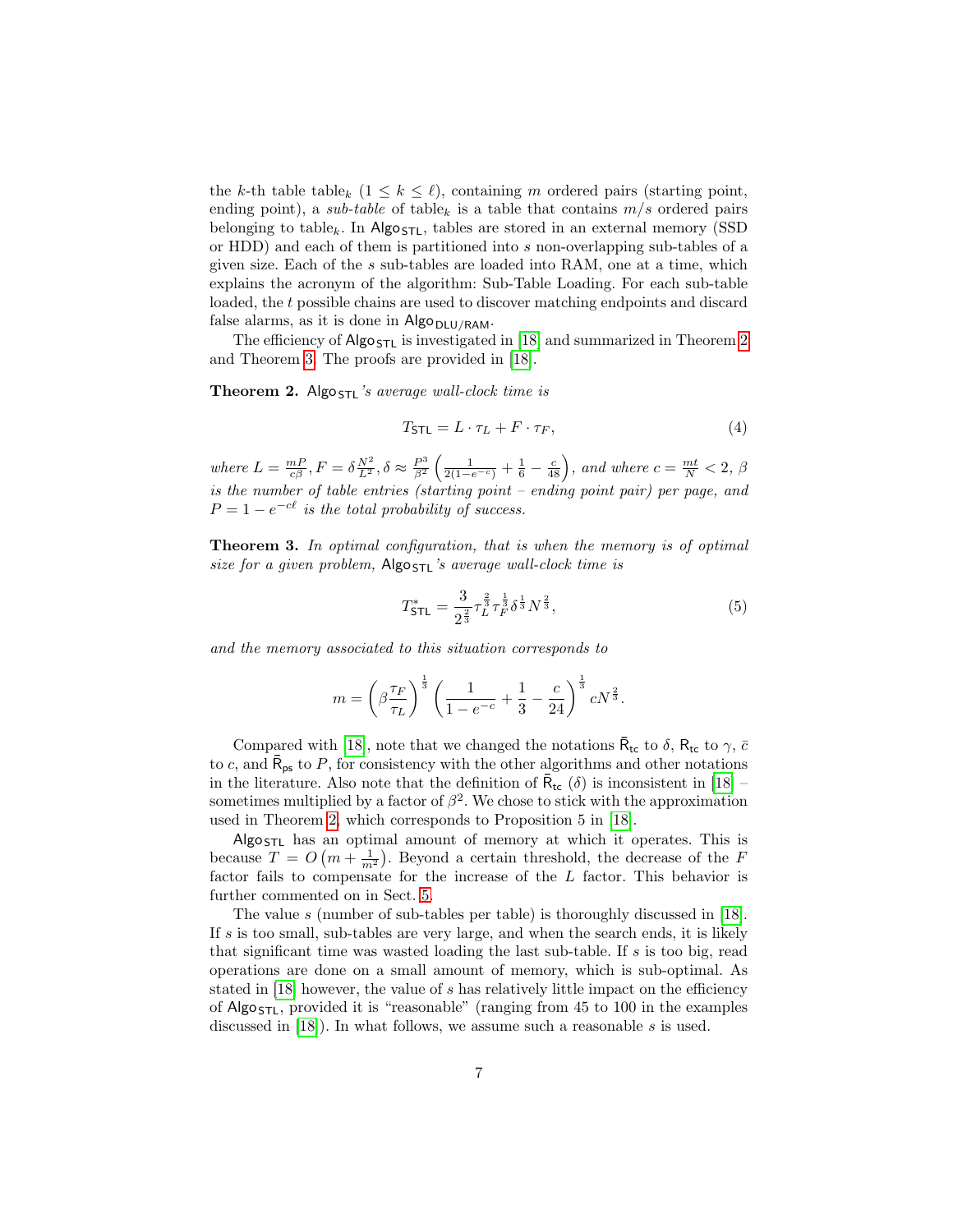the $k$-th table table$_k$ ($1 \leq k \leq \ell$), containing $m$ ordered pairs (starting point, ending point), a *sub-table* of table$_k$ is a table that contains $m/s$ ordered pairs belonging to table$_k$. In $\mathsf{Algo}_{\mathsf{STL}}$, tables are stored in an external memory (SSD or HDD) and each of them is partitioned into $s$ non-overlapping sub-tables of a given size. Each of the $s$ sub-tables are loaded into RAM, one at a time, which explains the acronym of the algorithm: Sub-Table Loading. For each sub-table loaded, the $t$ possible chains are used to discover matching endpoints and discard false alarms, as it is done in $\mathsf{Algo}_{\mathsf{DLU/RAM}}$.

The efficiency of $\mathsf{Algo}_{\mathsf{STL}}$ is investigated in [18] and summarized in Theorem 2 and Theorem 3. The proofs are provided in [18].

**Theorem 2.** *$\mathsf{Algo}_{\mathsf{STL}}$'s average wall-clock time is*

$$T_{\mathsf{STL}} = L \cdot \tau_L + F \cdot \tau_F, \tag{4}$$

*where $L = \frac{mP}{c\beta}$, $F = \delta \frac{N^2}{L^2}$, $\delta \approx \frac{P^3}{\beta^2}\left(\frac{1}{2(1-e^{-c})} + \frac{1}{6} - \frac{c}{48}\right)$, and where $c = \frac{mt}{N} < 2$, $\beta$ is the number of table entries (starting point – ending point pair) per page, and $P = 1 - e^{-c\ell}$ is the total probability of success.*

**Theorem 3.** *In optimal configuration, that is when the memory is of optimal size for a given problem, $\mathsf{Algo}_{\mathsf{STL}}$'s average wall-clock time is*

$$T^*_{\mathsf{STL}} = \frac{3}{2^{\frac{2}{3}}} \tau_L^{\frac{2}{3}} \tau_F^{\frac{1}{3}} \delta^{\frac{1}{3}} N^{\frac{2}{3}}, \tag{5}$$

*and the memory associated to this situation corresponds to*

$$m = \left(\beta \frac{\tau_F}{\tau_L}\right)^{\frac{1}{3}} \left(\frac{1}{1-e^{-c}} + \frac{1}{3} - \frac{c}{24}\right)^{\frac{1}{3}} cN^{\frac{2}{3}}.$$

Compared with [18], note that we changed the notations $\bar{\mathsf{R}}_{\mathsf{tc}}$ to $\delta$, $\mathsf{R}_{\mathsf{tc}}$ to $\gamma$, $\bar{c}$ to $c$, and $\bar{\mathsf{R}}_{\mathsf{ps}}$ to $P$, for consistency with the other algorithms and other notations in the literature. Also note that the definition of $\bar{\mathsf{R}}_{\mathsf{tc}}$ ($\delta$) is inconsistent in [18] – sometimes multiplied by a factor of $\beta^2$. We chose to stick with the approximation used in Theorem 2, which corresponds to Proposition 5 in [18].

$\mathsf{Algo}_{\mathsf{STL}}$ has an optimal amount of memory at which it operates. This is because $T = O\left(m + \frac{1}{m^2}\right)$. Beyond a certain threshold, the decrease of the $F$ factor fails to compensate for the increase of the $L$ factor. This behavior is further commented on in Sect. 5.

The value $s$ (number of sub-tables per table) is thoroughly discussed in [18]. If $s$ is too small, sub-tables are very large, and when the search ends, it is likely that significant time was wasted loading the last sub-table. If $s$ is too big, read operations are done on a small amount of memory, which is sub-optimal. As stated in [18] however, the value of $s$ has relatively little impact on the efficiency of $\mathsf{Algo}_{\mathsf{STL}}$, provided it is "reasonable" (ranging from 45 to 100 in the examples discussed in [18]). In what follows, we assume such a reasonable $s$ is used.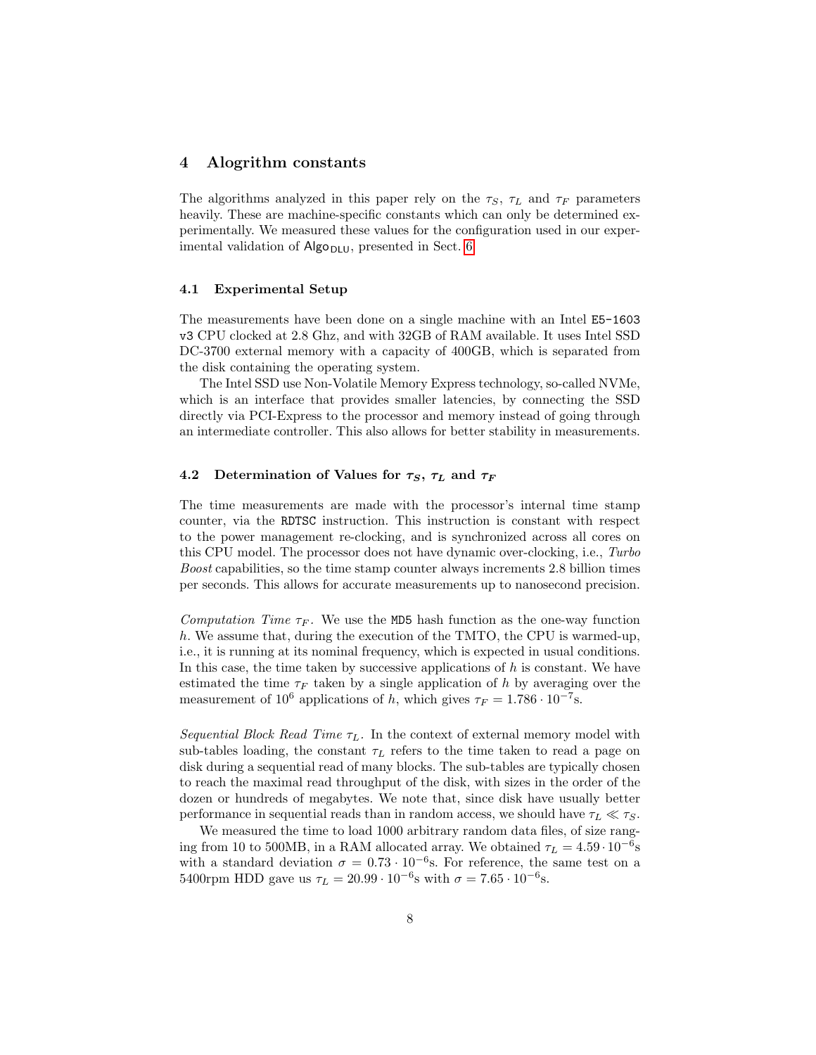## 4 Alogrithm constants

The algorithms analyzed in this paper rely on the $\tau_S$, $\tau_L$ and $\tau_F$ parameters heavily. These are machine-specific constants which can only be determined experimentally. We measured these values for the configuration used in our experimental validation of $\mathsf{Algo}_{\mathsf{DLU}}$, presented in Sect. 6.

### 4.1 Experimental Setup

The measurements have been done on a single machine with an Intel `E5-1603 v3` CPU clocked at 2.8 Ghz, and with 32GB of RAM available. It uses Intel SSD DC-3700 external memory with a capacity of 400GB, which is separated from the disk containing the operating system.

The Intel SSD use Non-Volatile Memory Express technology, so-called NVMe, which is an interface that provides smaller latencies, by connecting the SSD directly via PCI-Express to the processor and memory instead of going through an intermediate controller. This also allows for better stability in measurements.

### 4.2 Determination of Values for $\tau_S$, $\tau_L$ and $\tau_F$

The time measurements are made with the processor's internal time stamp counter, via the `RDTSC` instruction. This instruction is constant with respect to the power management re-clocking, and is synchronized across all cores on this CPU model. The processor does not have dynamic over-clocking, i.e., *Turbo Boost* capabilities, so the time stamp counter always increments 2.8 billion times per seconds. This allows for accurate measurements up to nanosecond precision.

*Computation Time $\tau_F$.* We use the `MD5` hash function as the one-way function $h$. We assume that, during the execution of the TMTO, the CPU is warmed-up, i.e., it is running at its nominal frequency, which is expected in usual conditions. In this case, the time taken by successive applications of $h$ is constant. We have estimated the time $\tau_F$ taken by a single application of $h$ by averaging over the measurement of $10^6$ applications of $h$, which gives $\tau_F = 1.786 \cdot 10^{-7}$s.

*Sequential Block Read Time $\tau_L$.* In the context of external memory model with sub-tables loading, the constant $\tau_L$ refers to the time taken to read a page on disk during a sequential read of many blocks. The sub-tables are typically chosen to reach the maximal read throughput of the disk, with sizes in the order of the dozen or hundreds of megabytes. We note that, since disk have usually better performance in sequential reads than in random access, we should have $\tau_L \ll \tau_S$.

We measured the time to load 1000 arbitrary random data files, of size ranging from 10 to 500MB, in a RAM allocated array. We obtained $\tau_L = 4.59 \cdot 10^{-6}$s with a standard deviation $\sigma = 0.73 \cdot 10^{-6}$s. For reference, the same test on a 5400rpm HDD gave us $\tau_L = 20.99 \cdot 10^{-6}$s with $\sigma = 7.65 \cdot 10^{-6}$s.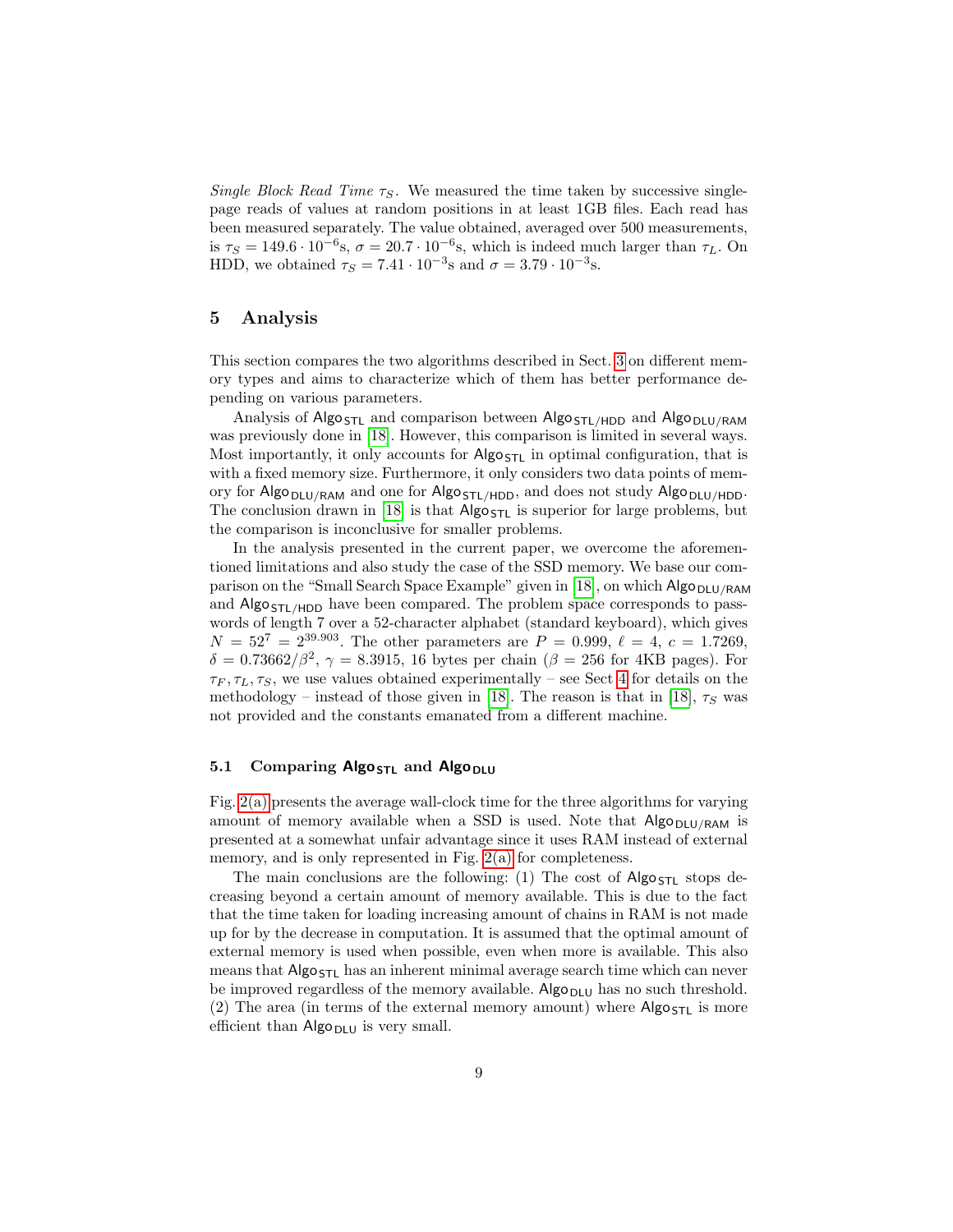*Single Block Read Time* $\tau_S$. We measured the time taken by successive single-page reads of values at random positions in at least 1GB files. Each read has been measured separately. The value obtained, averaged over 500 measurements, is $\tau_S = 149.6 \cdot 10^{-6}$s, $\sigma = 20.7 \cdot 10^{-6}$s, which is indeed much larger than $\tau_L$. On HDD, we obtained $\tau_S = 7.41 \cdot 10^{-3}$s and $\sigma = 3.79 \cdot 10^{-3}$s.

## 5 Analysis

This section compares the two algorithms described in Sect. 3 on different memory types and aims to characterize which of them has better performance depending on various parameters.

Analysis of $\mathsf{Algo}_{\mathsf{STL}}$ and comparison between $\mathsf{Algo}_{\mathsf{STL/HDD}}$ and $\mathsf{Algo}_{\mathsf{DLU/RAM}}$ was previously done in [18]. However, this comparison is limited in several ways. Most importantly, it only accounts for $\mathsf{Algo}_{\mathsf{STL}}$ in optimal configuration, that is with a fixed memory size. Furthermore, it only considers two data points of memory for $\mathsf{Algo}_{\mathsf{DLU/RAM}}$ and one for $\mathsf{Algo}_{\mathsf{STL/HDD}}$, and does not study $\mathsf{Algo}_{\mathsf{DLU/HDD}}$. The conclusion drawn in [18] is that $\mathsf{Algo}_{\mathsf{STL}}$ is superior for large problems, but the comparison is inconclusive for smaller problems.

In the analysis presented in the current paper, we overcome the aforementioned limitations and also study the case of the SSD memory. We base our comparison on the "Small Search Space Example" given in [18], on which $\mathsf{Algo}_{\mathsf{DLU/RAM}}$ and $\mathsf{Algo}_{\mathsf{STL/HDD}}$ have been compared. The problem space corresponds to passwords of length 7 over a 52-character alphabet (standard keyboard), which gives $N = 52^7 = 2^{39.903}$. The other parameters are $P = 0.999$, $\ell = 4$, $c = 1.7269$, $\delta = 0.73662/\beta^2$, $\gamma = 8.3915$, 16 bytes per chain ($\beta = 256$ for 4KB pages). For $\tau_F, \tau_L, \tau_S$, we use values obtained experimentally – see Sect 4 for details on the methodology – instead of those given in [18]. The reason is that in [18], $\tau_S$ was not provided and the constants emanated from a different machine.

### 5.1 Comparing $\mathsf{Algo}_{\mathsf{STL}}$ and $\mathsf{Algo}_{\mathsf{DLU}}$

Fig. 2(a) presents the average wall-clock time for the three algorithms for varying amount of memory available when a SSD is used. Note that $\mathsf{Algo}_{\mathsf{DLU/RAM}}$ is presented at a somewhat unfair advantage since it uses RAM instead of external memory, and is only represented in Fig. 2(a) for completeness.

The main conclusions are the following: (1) The cost of $\mathsf{Algo}_{\mathsf{STL}}$ stops decreasing beyond a certain amount of memory available. This is due to the fact that the time taken for loading increasing amount of chains in RAM is not made up for by the decrease in computation. It is assumed that the optimal amount of external memory is used when possible, even when more is available. This also means that $\mathsf{Algo}_{\mathsf{STL}}$ has an inherent minimal average search time which can never be improved regardless of the memory available. $\mathsf{Algo}_{\mathsf{DLU}}$ has no such threshold. (2) The area (in terms of the external memory amount) where $\mathsf{Algo}_{\mathsf{STL}}$ is more efficient than $\mathsf{Algo}_{\mathsf{DLU}}$ is very small.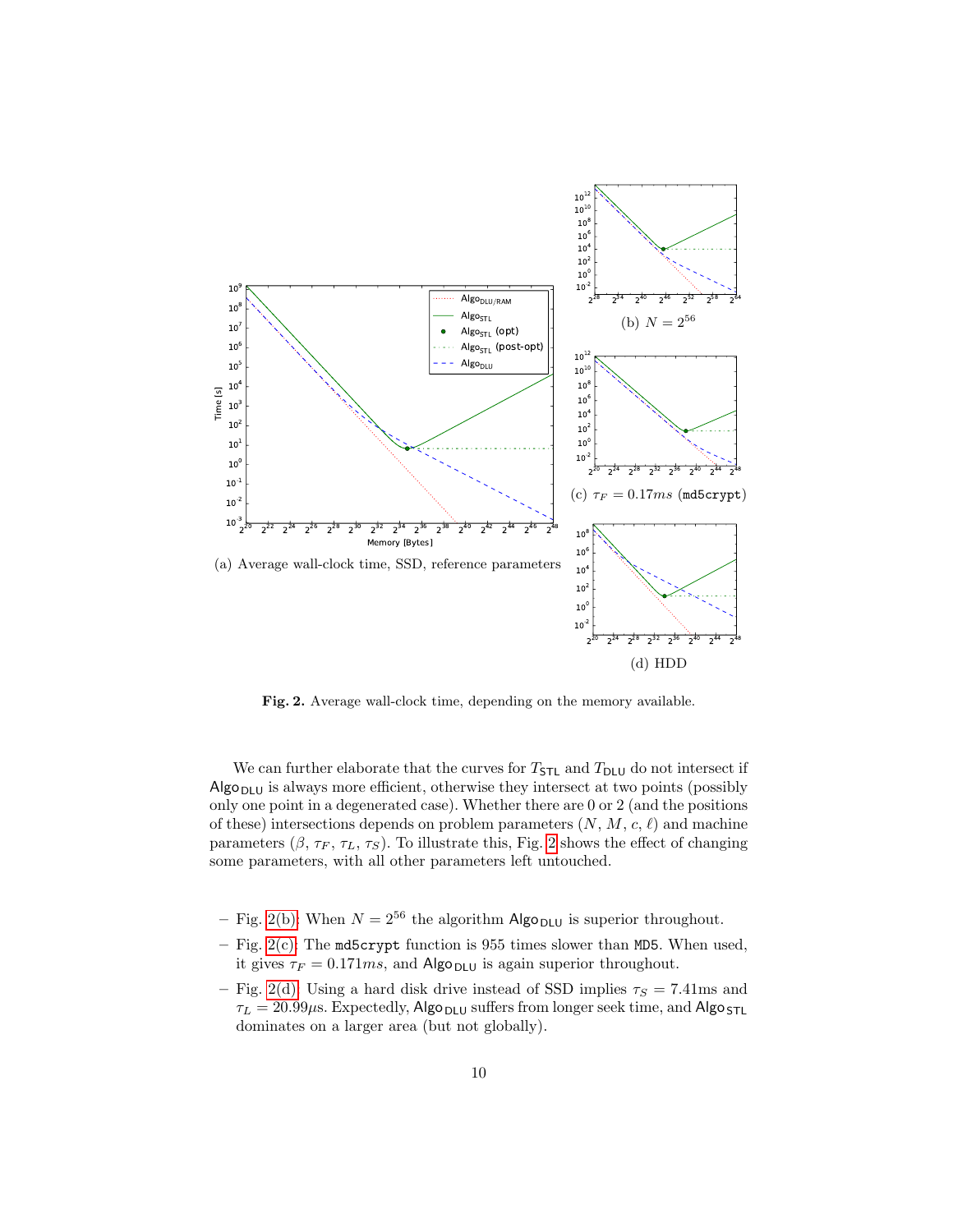(a) Average wall-clock time, SSD, reference parameters

(b) $N = 2^{56}$

(c) $\tau_F = 0.17ms$ (`md5crypt`)

(d) HDD

**Fig. 2.** Average wall-clock time, depending on the memory available.

We can further elaborate that the curves for $T_{\mathsf{STL}}$ and $T_{\mathsf{DLU}}$ do not intersect if $\mathsf{Algo}_{\mathsf{DLU}}$ is always more efficient, otherwise they intersect at two points (possibly only one point in a degenerated case). Whether there are 0 or 2 (and the positions of these) intersections depends on problem parameters ($N$, $M$, $c$, $\ell$) and machine parameters ($\beta$, $\tau_F$, $\tau_L$, $\tau_S$). To illustrate this, Fig. 2 shows the effect of changing some parameters, with all other parameters left untouched.

- Fig. 2(b): When $N = 2^{56}$ the algorithm $\mathsf{Algo}_{\mathsf{DLU}}$ is superior throughout.
- Fig. 2(c): The `md5crypt` function is 955 times slower than `MD5`. When used, it gives $\tau_F = 0.171ms$, and $\mathsf{Algo}_{\mathsf{DLU}}$ is again superior throughout.
- Fig. 2(d): Using a hard disk drive instead of SSD implies $\tau_S = 7.41$ms and $\tau_L = 20.99\mu$s. Expectedly, $\mathsf{Algo}_{\mathsf{DLU}}$ suffers from longer seek time, and $\mathsf{Algo}_{\mathsf{STL}}$ dominates on a larger area (but not globally).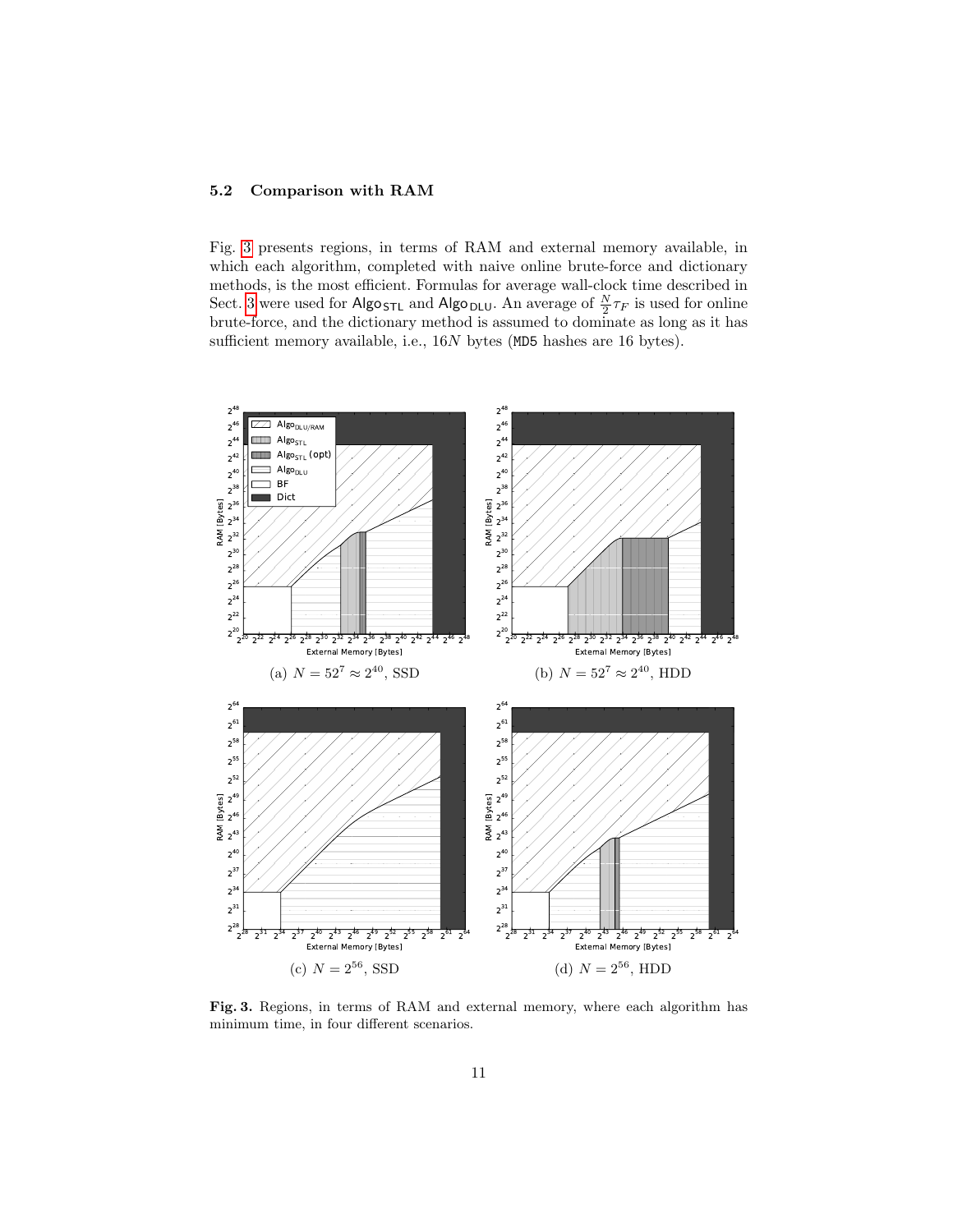### 5.2 Comparison with RAM

Fig. 3 presents regions, in terms of RAM and external memory available, in which each algorithm, completed with naive online brute-force and dictionary methods, is the most efficient. Formulas for average wall-clock time described in Sect. 3 were used for $\mathsf{Algo}_{\mathsf{STL}}$ and $\mathsf{Algo}_{\mathsf{DLU}}$. An average of $\frac{N}{2}\tau_F$ is used for online brute-force, and the dictionary method is assumed to dominate as long as it has sufficient memory available, i.e., $16N$ bytes (MD5 hashes are 16 bytes).

(a) $N = 52^7 \approx 2^{40}$, SSD

(b) $N = 52^7 \approx 2^{40}$, HDD

(c) $N = 2^{56}$, SSD

(d) $N = 2^{56}$, HDD

**Fig. 3.** Regions, in terms of RAM and external memory, where each algorithm has minimum time, in four different scenarios.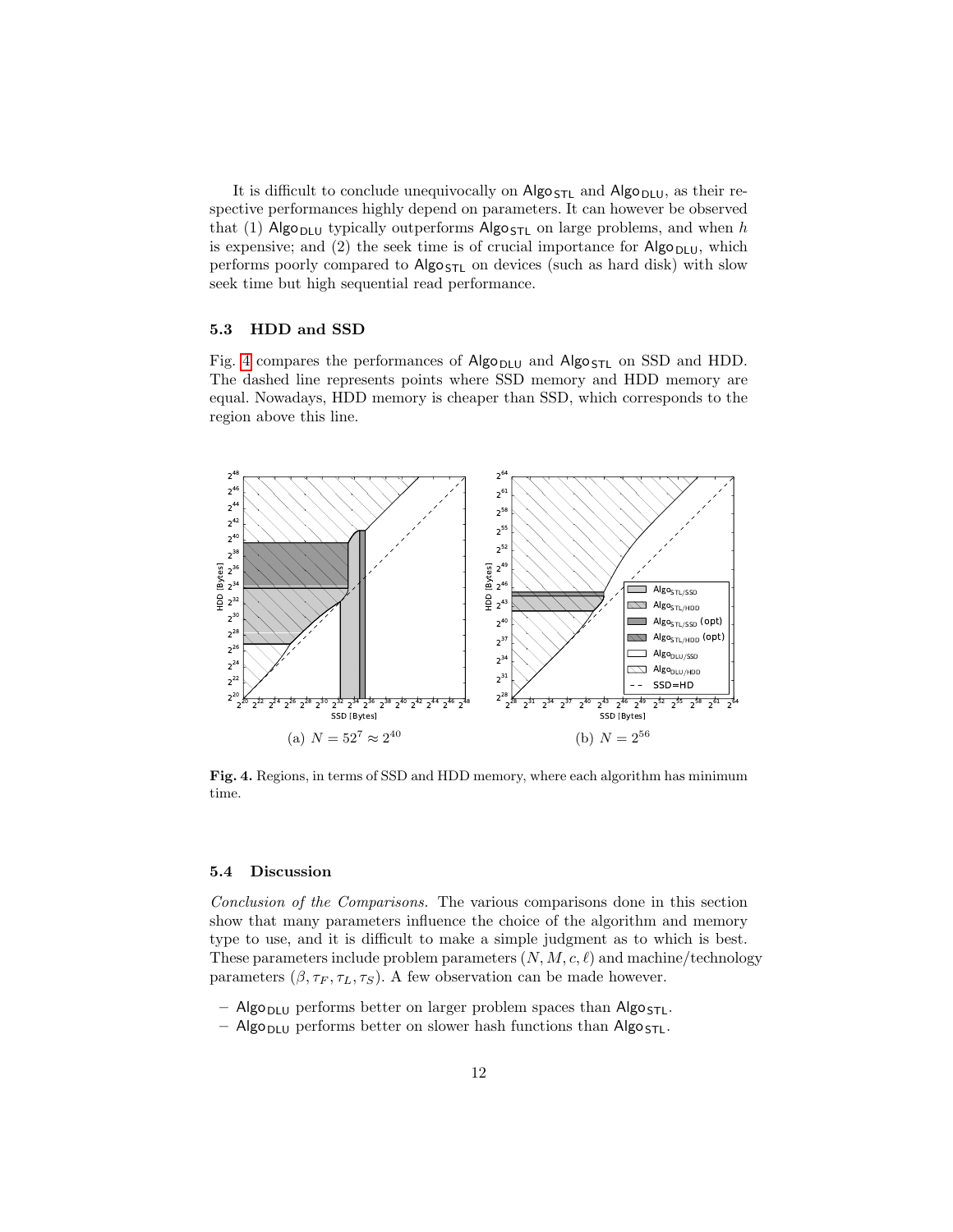It is difficult to conclude unequivocally on $\mathsf{Algo}_{\mathsf{STL}}$ and $\mathsf{Algo}_{\mathsf{DLU}}$, as their respective performances highly depend on parameters. It can however be observed that (1) $\mathsf{Algo}_{\mathsf{DLU}}$ typically outperforms $\mathsf{Algo}_{\mathsf{STL}}$ on large problems, and when $h$ is expensive; and (2) the seek time is of crucial importance for $\mathsf{Algo}_{\mathsf{DLU}}$, which performs poorly compared to $\mathsf{Algo}_{\mathsf{STL}}$ on devices (such as hard disk) with slow seek time but high sequential read performance.

### 5.3 HDD and SSD

Fig. 4 compares the performances of $\mathsf{Algo}_{\mathsf{DLU}}$ and $\mathsf{Algo}_{\mathsf{STL}}$ on SSD and HDD. The dashed line represents points where SSD memory and HDD memory are equal. Nowadays, HDD memory is cheaper than SSD, which corresponds to the region above this line.

(a) $N = 52^7 \approx 2^{40}$

(b) $N = 2^{56}$

**Fig. 4.** Regions, in terms of SSD and HDD memory, where each algorithm has minimum time.

### 5.4 Discussion

*Conclusion of the Comparisons.* The various comparisons done in this section show that many parameters influence the choice of the algorithm and memory type to use, and it is difficult to make a simple judgment as to which is best. These parameters include problem parameters $(N, M, c, \ell)$ and machine/technology parameters $(\beta, \tau_F, \tau_L, \tau_S)$. A few observation can be made however.

- $\mathsf{Algo}_{\mathsf{DLU}}$ performs better on larger problem spaces than $\mathsf{Algo}_{\mathsf{STL}}$.
- $\mathsf{Algo}_{\mathsf{DLU}}$ performs better on slower hash functions than $\mathsf{Algo}_{\mathsf{STL}}$.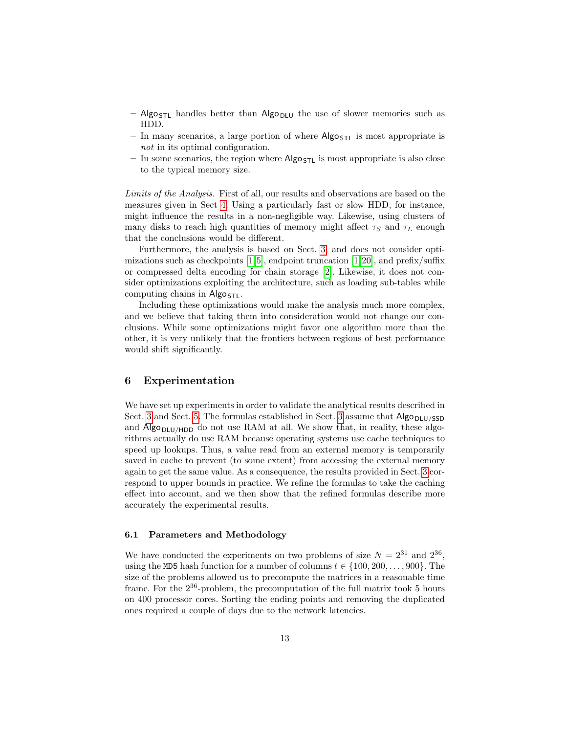– $\mathsf{Algo}_{\mathsf{STL}}$ handles better than $\mathsf{Algo}_{\mathsf{DLU}}$ the use of slower memories such as HDD.
– In many scenarios, a large portion of where $\mathsf{Algo}_{\mathsf{STL}}$ is most appropriate is *not* in its optimal configuration.
– In some scenarios, the region where $\mathsf{Algo}_{\mathsf{STL}}$ is most appropriate is also close to the typical memory size.

*Limits of the Analysis.* First of all, our results and observations are based on the measures given in Sect. 4. Using a particularly fast or slow HDD, for instance, might influence the results in a non-negligible way. Likewise, using clusters of many disks to reach high quantities of memory might affect $\tau_S$ and $\tau_L$ enough that the conclusions would be different.

Furthermore, the analysis is based on Sect. 3, and does not consider optimizations such as checkpoints [1,5], endpoint truncation [1,20], and prefix/suffix or compressed delta encoding for chain storage [2]. Likewise, it does not consider optimizations exploiting the architecture, such as loading sub-tables while computing chains in $\mathsf{Algo}_{\mathsf{STL}}$.

Including these optimizations would make the analysis much more complex, and we believe that taking them into consideration would not change our conclusions. While some optimizations might favor one algorithm more than the other, it is very unlikely that the frontiers between regions of best performance would shift significantly.

## 6 Experimentation

We have set up experiments in order to validate the analytical results described in Sect. 3 and Sect. 5. The formulas established in Sect. 3 assume that $\mathsf{Algo}_{\mathsf{DLU/SSD}}$ and $\mathsf{Algo}_{\mathsf{DLU/HDD}}$ do not use RAM at all. We show that, in reality, these algorithms actually do use RAM because operating systems use cache techniques to speed up lookups. Thus, a value read from an external memory is temporarily saved in cache to prevent (to some extent) from accessing the external memory again to get the same value. As a consequence, the results provided in Sect. 3 correspond to upper bounds in practice. We refine the formulas to take the caching effect into account, and we then show that the refined formulas describe more accurately the experimental results.

### 6.1 Parameters and Methodology

We have conducted the experiments on two problems of size $N = 2^{31}$ and $2^{36}$, using the MD5 hash function for a number of columns $t \in \{100, 200, \ldots, 900\}$. The size of the problems allowed us to precompute the matrices in a reasonable time frame. For the $2^{36}$-problem, the precomputation of the full matrix took 5 hours on 400 processor cores. Sorting the ending points and removing the duplicated ones required a couple of days due to the network latencies.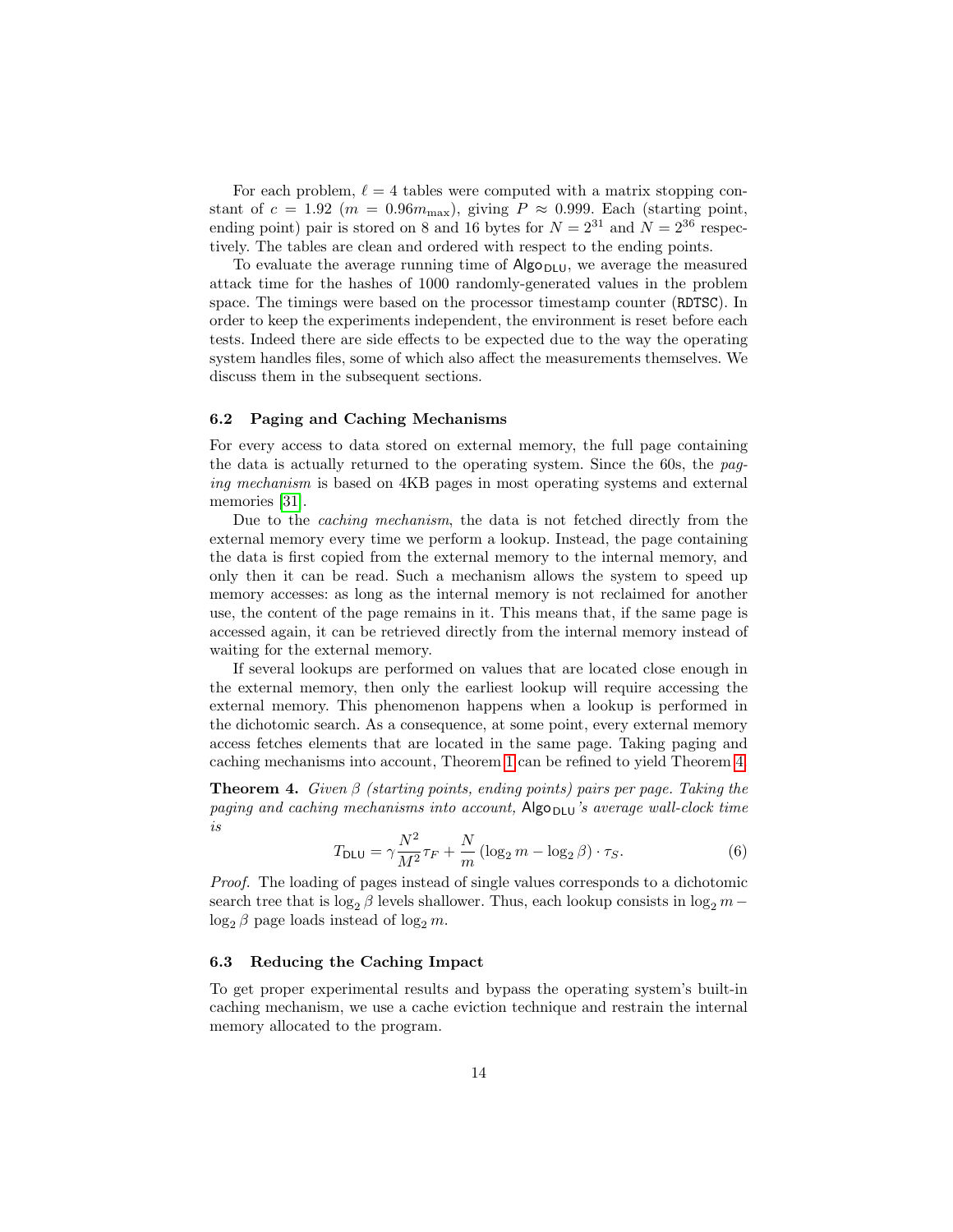For each problem, $\ell = 4$ tables were computed with a matrix stopping constant of $c = 1.92$ ($m = 0.96m_{\max}$), giving $P \approx 0.999$. Each (starting point, ending point) pair is stored on 8 and 16 bytes for $N = 2^{31}$ and $N = 2^{36}$ respectively. The tables are clean and ordered with respect to the ending points.

To evaluate the average running time of $\mathsf{Algo}_{\mathsf{DLU}}$, we average the measured attack time for the hashes of 1000 randomly-generated values in the problem space. The timings were based on the processor timestamp counter (`RDTSC`). In order to keep the experiments independent, the environment is reset before each tests. Indeed there are side effects to be expected due to the way the operating system handles files, some of which also affect the measurements themselves. We discuss them in the subsequent sections.

### 6.2 Paging and Caching Mechanisms

For every access to data stored on external memory, the full page containing the data is actually returned to the operating system. Since the 60s, the *paging mechanism* is based on 4KB pages in most operating systems and external memories [31].

Due to the *caching mechanism*, the data is not fetched directly from the external memory every time we perform a lookup. Instead, the page containing the data is first copied from the external memory to the internal memory, and only then it can be read. Such a mechanism allows the system to speed up memory accesses: as long as the internal memory is not reclaimed for another use, the content of the page remains in it. This means that, if the same page is accessed again, it can be retrieved directly from the internal memory instead of waiting for the external memory.

If several lookups are performed on values that are located close enough in the external memory, then only the earliest lookup will require accessing the external memory. This phenomenon happens when a lookup is performed in the dichotomic search. As a consequence, at some point, every external memory access fetches elements that are located in the same page. Taking paging and caching mechanisms into account, Theorem 1 can be refined to yield Theorem 4.

**Theorem 4.** *Given $\beta$ (starting points, ending points) pairs per page. Taking the paging and caching mechanisms into account, $\mathsf{Algo}_{\mathsf{DLU}}$'s average wall-clock time is*

$$T_{\mathsf{DLU}} = \gamma \frac{N^2}{M^2}\tau_F + \frac{N}{m}\left(\log_2 m - \log_2 \beta\right) \cdot \tau_S. \quad (6)$$

*Proof.* The loading of pages instead of single values corresponds to a dichotomic search tree that is $\log_2 \beta$ levels shallower. Thus, each lookup consists in $\log_2 m - \log_2 \beta$ page loads instead of $\log_2 m$.

### 6.3 Reducing the Caching Impact

To get proper experimental results and bypass the operating system's built-in caching mechanism, we use a cache eviction technique and restrain the internal memory allocated to the program.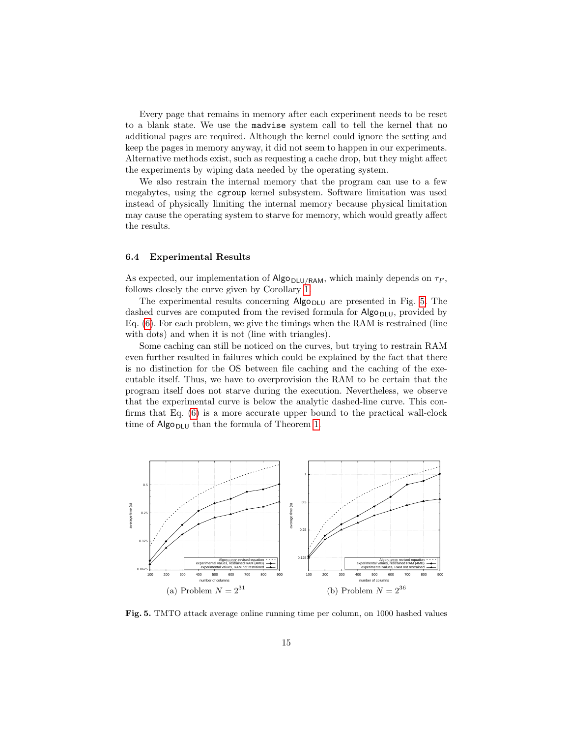Every page that remains in memory after each experiment needs to be reset to a blank state. We use the `madvise` system call to tell the kernel that no additional pages are required. Although the kernel could ignore the setting and keep the pages in memory anyway, it did not seem to happen in our experiments. Alternative methods exist, such as requesting a cache drop, but they might affect the experiments by wiping data needed by the operating system.

We also restrain the internal memory that the program can use to a few megabytes, using the `cgroup` kernel subsystem. Software limitation was used instead of physically limiting the internal memory because physical limitation may cause the operating system to starve for memory, which would greatly affect the results.

### 6.4 Experimental Results

As expected, our implementation of $\mathsf{Algo}_{\mathsf{DLU/RAM}}$, which mainly depends on $\tau_F$, follows closely the curve given by Corollary 1.

The experimental results concerning $\mathsf{Algo}_{\mathsf{DLU}}$ are presented in Fig. 5. The dashed curves are computed from the revised formula for $\mathsf{Algo}_{\mathsf{DLU}}$, provided by Eq. (6). For each problem, we give the timings when the RAM is restrained (line with dots) and when it is not (line with triangles).

Some caching can still be noticed on the curves, but trying to restrain RAM even further resulted in failures which could be explained by the fact that there is no distinction for the OS between file caching and the caching of the executable itself. Thus, we have to overprovision the RAM to be certain that the program itself does not starve during the execution. Nevertheless, we observe that the experimental curve is below the analytic dashed-line curve. This confirms that Eq. (6) is a more accurate upper bound to the practical wall-clock time of $\mathsf{Algo}_{\mathsf{DLU}}$ than the formula of Theorem 1.

(a) Problem $N = 2^{31}$

(b) Problem $N = 2^{36}$

**Fig. 5.** TMTO attack average online running time per column, on 1000 hashed values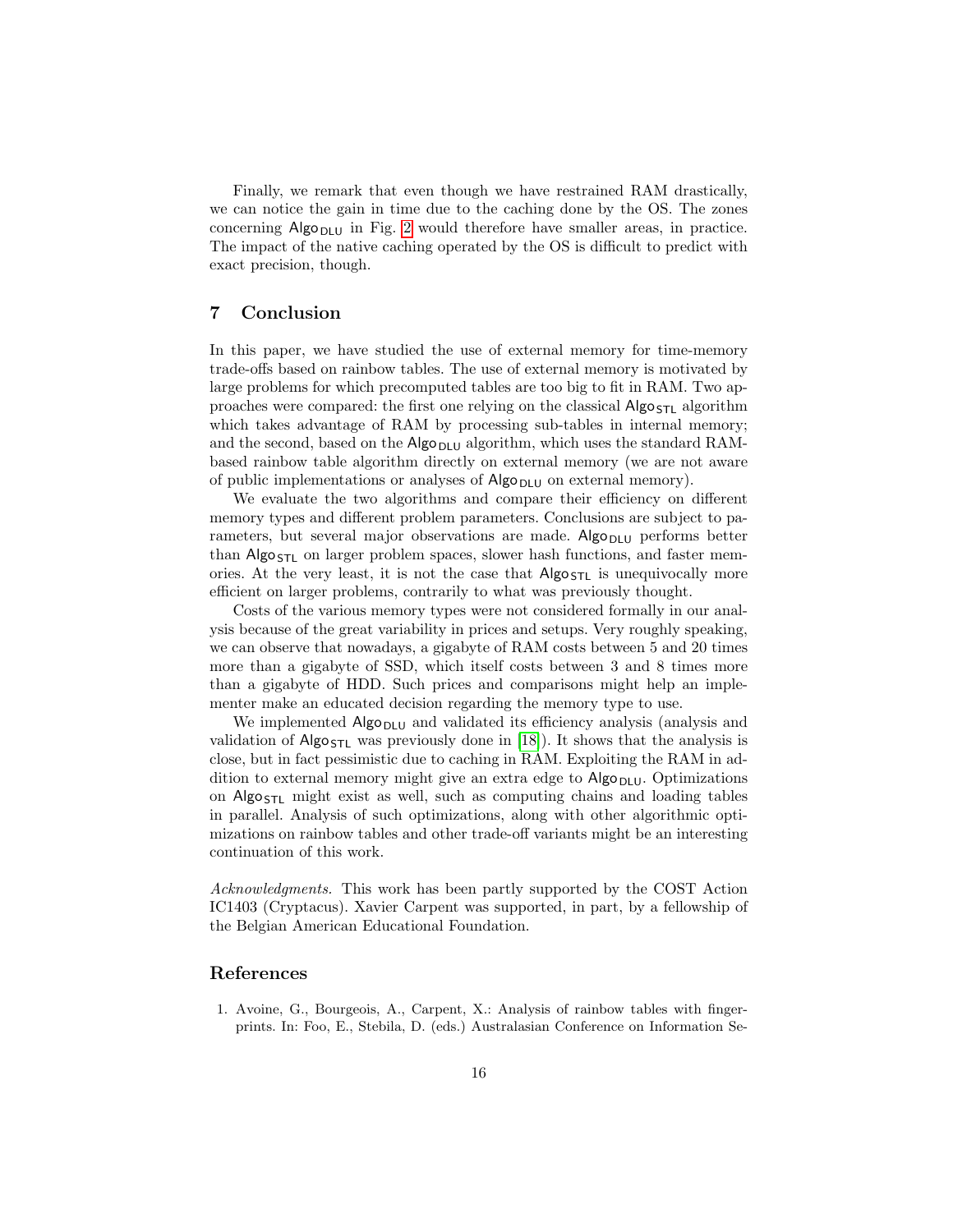Finally, we remark that even though we have restrained RAM drastically, we can notice the gain in time due to the caching done by the OS. The zones concerning $\mathsf{Algo}_{\mathsf{DLU}}$ in Fig. 2 would therefore have smaller areas, in practice. The impact of the native caching operated by the OS is difficult to predict with exact precision, though.

## 7 Conclusion

In this paper, we have studied the use of external memory for time-memory trade-offs based on rainbow tables. The use of external memory is motivated by large problems for which precomputed tables are too big to fit in RAM. Two approaches were compared: the first one relying on the classical $\mathsf{Algo}_{\mathsf{STL}}$ algorithm which takes advantage of RAM by processing sub-tables in internal memory; and the second, based on the $\mathsf{Algo}_{\mathsf{DLU}}$ algorithm, which uses the standard RAM-based rainbow table algorithm directly on external memory (we are not aware of public implementations or analyses of $\mathsf{Algo}_{\mathsf{DLU}}$ on external memory).

We evaluate the two algorithms and compare their efficiency on different memory types and different problem parameters. Conclusions are subject to parameters, but several major observations are made. $\mathsf{Algo}_{\mathsf{DLU}}$ performs better than $\mathsf{Algo}_{\mathsf{STL}}$ on larger problem spaces, slower hash functions, and faster memories. At the very least, it is not the case that $\mathsf{Algo}_{\mathsf{STL}}$ is unequivocally more efficient on larger problems, contrarily to what was previously thought.

Costs of the various memory types were not considered formally in our analysis because of the great variability in prices and setups. Very roughly speaking, we can observe that nowadays, a gigabyte of RAM costs between 5 and 20 times more than a gigabyte of SSD, which itself costs between 3 and 8 times more than a gigabyte of HDD. Such prices and comparisons might help an implementer make an educated decision regarding the memory type to use.

We implemented $\mathsf{Algo}_{\mathsf{DLU}}$ and validated its efficiency analysis (analysis and validation of $\mathsf{Algo}_{\mathsf{STL}}$ was previously done in [18]). It shows that the analysis is close, but in fact pessimistic due to caching in RAM. Exploiting the RAM in addition to external memory might give an extra edge to $\mathsf{Algo}_{\mathsf{DLU}}$. Optimizations on $\mathsf{Algo}_{\mathsf{STL}}$ might exist as well, such as computing chains and loading tables in parallel. Analysis of such optimizations, along with other algorithmic optimizations on rainbow tables and other trade-off variants might be an interesting continuation of this work.

*Acknowledgments.* This work has been partly supported by the COST Action IC1403 (Cryptacus). Xavier Carpent was supported, in part, by a fellowship of the Belgian American Educational Foundation.

## References

1. Avoine, G., Bourgeois, A., Carpent, X.: Analysis of rainbow tables with fingerprints. In: Foo, E., Stebila, D. (eds.) Australasian Conference on Information Se-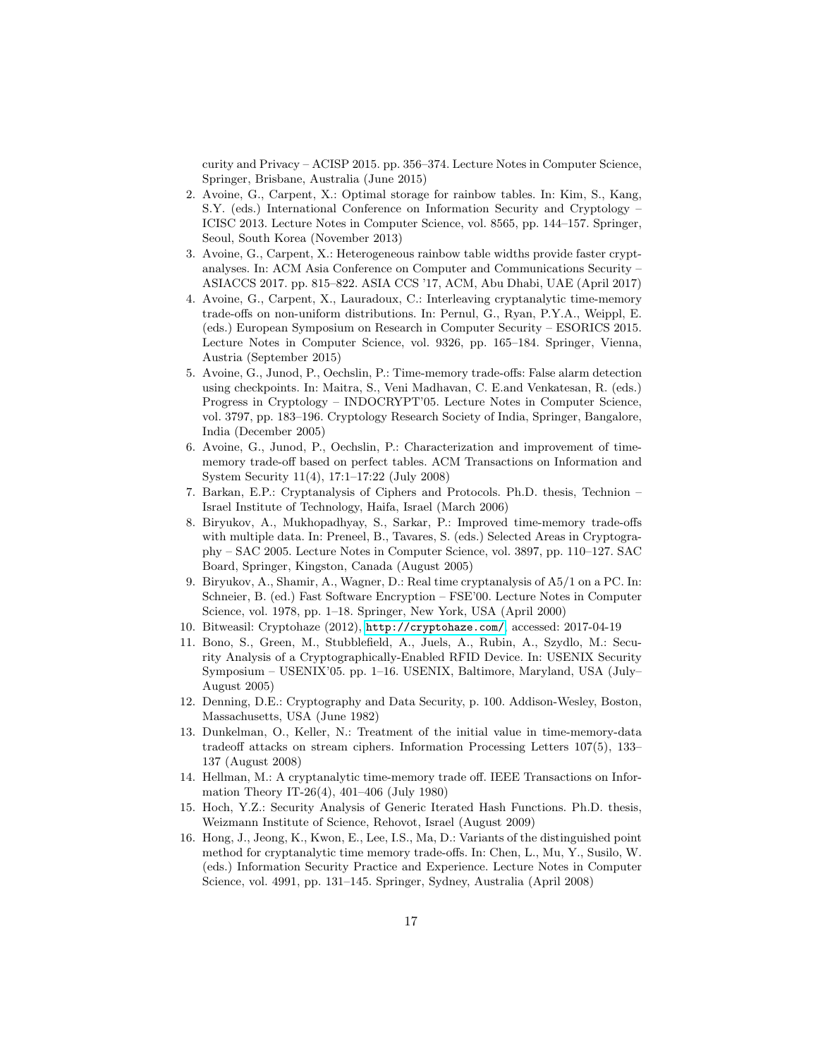curity and Privacy – ACISP 2015. pp. 356–374. Lecture Notes in Computer Science, Springer, Brisbane, Australia (June 2015)

2. Avoine, G., Carpent, X.: Optimal storage for rainbow tables. In: Kim, S., Kang, S.Y. (eds.) International Conference on Information Security and Cryptology – ICISC 2013. Lecture Notes in Computer Science, vol. 8565, pp. 144–157. Springer, Seoul, South Korea (November 2013)
3. Avoine, G., Carpent, X.: Heterogeneous rainbow table widths provide faster cryptanalyses. In: ACM Asia Conference on Computer and Communications Security – ASIACCS 2017. pp. 815–822. ASIA CCS '17, ACM, Abu Dhabi, UAE (April 2017)
4. Avoine, G., Carpent, X., Lauradoux, C.: Interleaving cryptanalytic time-memory trade-offs on non-uniform distributions. In: Pernul, G., Ryan, P.Y.A., Weippl, E. (eds.) European Symposium on Research in Computer Security – ESORICS 2015. Lecture Notes in Computer Science, vol. 9326, pp. 165–184. Springer, Vienna, Austria (September 2015)
5. Avoine, G., Junod, P., Oechslin, P.: Time-memory trade-offs: False alarm detection using checkpoints. In: Maitra, S., Veni Madhavan, C. E.and Venkatesan, R. (eds.) Progress in Cryptology – INDOCRYPT'05. Lecture Notes in Computer Science, vol. 3797, pp. 183–196. Cryptology Research Society of India, Springer, Bangalore, India (December 2005)
6. Avoine, G., Junod, P., Oechslin, P.: Characterization and improvement of time-memory trade-off based on perfect tables. ACM Transactions on Information and System Security 11(4), 17:1–17:22 (July 2008)
7. Barkan, E.P.: Cryptanalysis of Ciphers and Protocols. Ph.D. thesis, Technion – Israel Institute of Technology, Haifa, Israel (March 2006)
8. Biryukov, A., Mukhopadhyay, S., Sarkar, P.: Improved time-memory trade-offs with multiple data. In: Preneel, B., Tavares, S. (eds.) Selected Areas in Cryptography – SAC 2005. Lecture Notes in Computer Science, vol. 3897, pp. 110–127. SAC Board, Springer, Kingston, Canada (August 2005)
9. Biryukov, A., Shamir, A., Wagner, D.: Real time cryptanalysis of A5/1 on a PC. In: Schneier, B. (ed.) Fast Software Encryption – FSE'00. Lecture Notes in Computer Science, vol. 1978, pp. 1–18. Springer, New York, USA (April 2000)
10. Bitweasil: Cryptohaze (2012), http://cryptohaze.com/, accessed: 2017-04-19
11. Bono, S., Green, M., Stubblefield, A., Juels, A., Rubin, A., Szydlo, M.: Security Analysis of a Cryptographically-Enabled RFID Device. In: USENIX Security Symposium – USENIX'05. pp. 1–16. USENIX, Baltimore, Maryland, USA (July–August 2005)
12. Denning, D.E.: Cryptography and Data Security, p. 100. Addison-Wesley, Boston, Massachusetts, USA (June 1982)
13. Dunkelman, O., Keller, N.: Treatment of the initial value in time-memory-data tradeoff attacks on stream ciphers. Information Processing Letters 107(5), 133–137 (August 2008)
14. Hellman, M.: A cryptanalytic time-memory trade off. IEEE Transactions on Information Theory IT-26(4), 401–406 (July 1980)
15. Hoch, Y.Z.: Security Analysis of Generic Iterated Hash Functions. Ph.D. thesis, Weizmann Institute of Science, Rehovot, Israel (August 2009)
16. Hong, J., Jeong, K., Kwon, E., Lee, I.S., Ma, D.: Variants of the distinguished point method for cryptanalytic time memory trade-offs. In: Chen, L., Mu, Y., Susilo, W. (eds.) Information Security Practice and Experience. Lecture Notes in Computer Science, vol. 4991, pp. 131–145. Springer, Sydney, Australia (April 2008)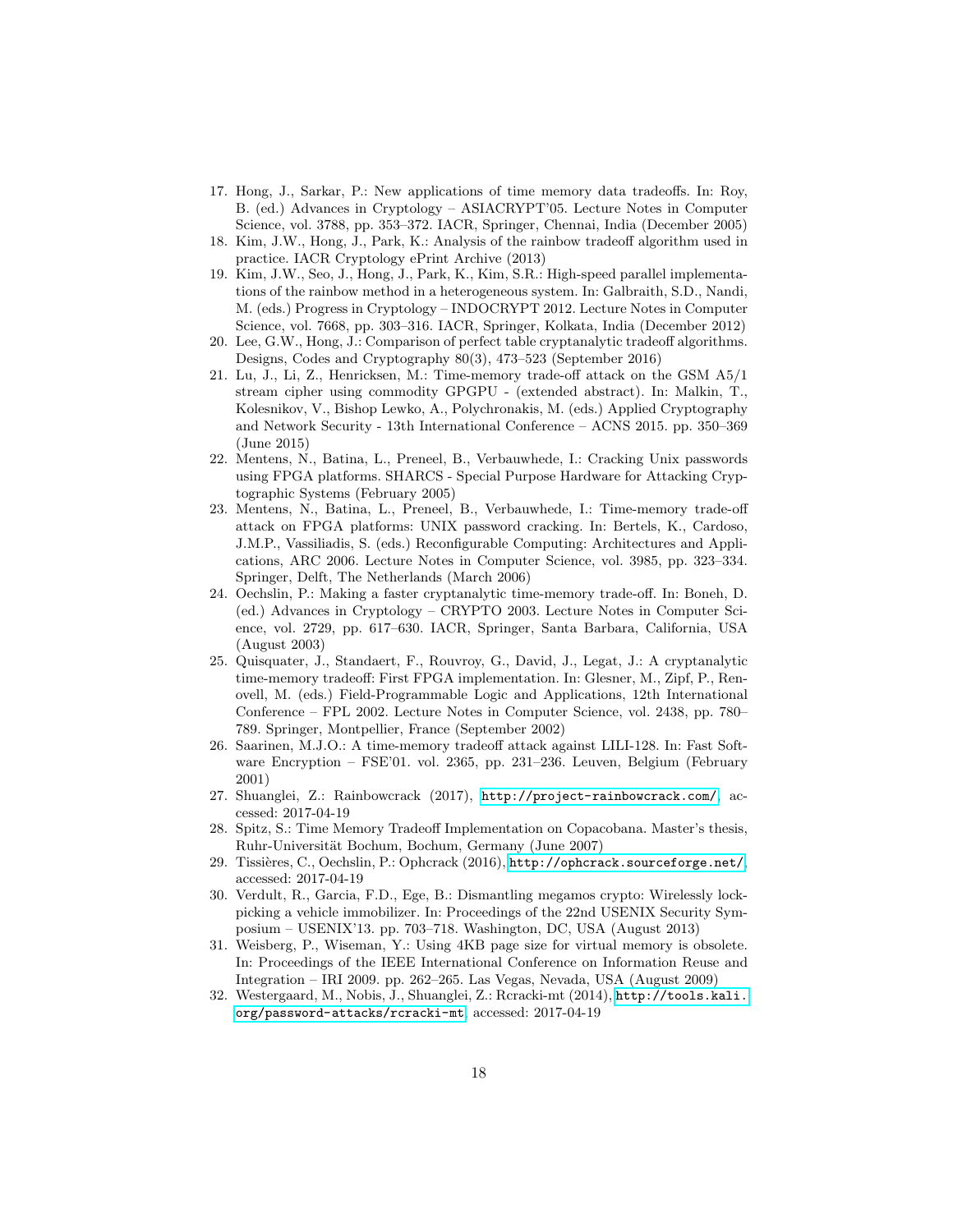17. Hong, J., Sarkar, P.: New applications of time memory data tradeoffs. In: Roy, B. (ed.) Advances in Cryptology – ASIACRYPT'05. Lecture Notes in Computer Science, vol. 3788, pp. 353–372. IACR, Springer, Chennai, India (December 2005)
18. Kim, J.W., Hong, J., Park, K.: Analysis of the rainbow tradeoff algorithm used in practice. IACR Cryptology ePrint Archive (2013)
19. Kim, J.W., Seo, J., Hong, J., Park, K., Kim, S.R.: High-speed parallel implementations of the rainbow method in a heterogeneous system. In: Galbraith, S.D., Nandi, M. (eds.) Progress in Cryptology – INDOCRYPT 2012. Lecture Notes in Computer Science, vol. 7668, pp. 303–316. IACR, Springer, Kolkata, India (December 2012)
20. Lee, G.W., Hong, J.: Comparison of perfect table cryptanalytic tradeoff algorithms. Designs, Codes and Cryptography 80(3), 473–523 (September 2016)
21. Lu, J., Li, Z., Henricksen, M.: Time-memory trade-off attack on the GSM A5/1 stream cipher using commodity GPGPU - (extended abstract). In: Malkin, T., Kolesnikov, V., Bishop Lewko, A., Polychronakis, M. (eds.) Applied Cryptography and Network Security - 13th International Conference – ACNS 2015. pp. 350–369 (June 2015)
22. Mentens, N., Batina, L., Preneel, B., Verbauwhede, I.: Cracking Unix passwords using FPGA platforms. SHARCS - Special Purpose Hardware for Attacking Cryptographic Systems (February 2005)
23. Mentens, N., Batina, L., Preneel, B., Verbauwhede, I.: Time-memory trade-off attack on FPGA platforms: UNIX password cracking. In: Bertels, K., Cardoso, J.M.P., Vassiliadis, S. (eds.) Reconfigurable Computing: Architectures and Applications, ARC 2006. Lecture Notes in Computer Science, vol. 3985, pp. 323–334. Springer, Delft, The Netherlands (March 2006)
24. Oechslin, P.: Making a faster cryptanalytic time-memory trade-off. In: Boneh, D. (ed.) Advances in Cryptology – CRYPTO 2003. Lecture Notes in Computer Science, vol. 2729, pp. 617–630. IACR, Springer, Santa Barbara, California, USA (August 2003)
25. Quisquater, J., Standaert, F., Rouvroy, G., David, J., Legat, J.: A cryptanalytic time-memory tradeoff: First FPGA implementation. In: Glesner, M., Zipf, P., Renovell, M. (eds.) Field-Programmable Logic and Applications, 12th International Conference – FPL 2002. Lecture Notes in Computer Science, vol. 2438, pp. 780–789. Springer, Montpellier, France (September 2002)
26. Saarinen, M.J.O.: A time-memory tradeoff attack against LILI-128. In: Fast Software Encryption – FSE'01. vol. 2365, pp. 231–236. Leuven, Belgium (February 2001)
27. Shuanglei, Z.: Rainbowcrack (2017), http://project-rainbowcrack.com/, accessed: 2017-04-19
28. Spitz, S.: Time Memory Tradeoff Implementation on Copacobana. Master's thesis, Ruhr-Universität Bochum, Bochum, Germany (June 2007)
29. Tissières, C., Oechslin, P.: Ophcrack (2016), http://ophcrack.sourceforge.net/, accessed: 2017-04-19
30. Verdult, R., Garcia, F.D., Ege, B.: Dismantling megamos crypto: Wirelessly lockpicking a vehicle immobilizer. In: Proceedings of the 22nd USENIX Security Symposium – USENIX'13. pp. 703–718. Washington, DC, USA (August 2013)
31. Weisberg, P., Wiseman, Y.: Using 4KB page size for virtual memory is obsolete. In: Proceedings of the IEEE International Conference on Information Reuse and Integration – IRI 2009. pp. 262–265. Las Vegas, Nevada, USA (August 2009)
32. Westergaard, M., Nobis, J., Shuanglei, Z.: Rcracki-mt (2014), http://tools.kali.org/password-attacks/rcracki-mt, accessed: 2017-04-19